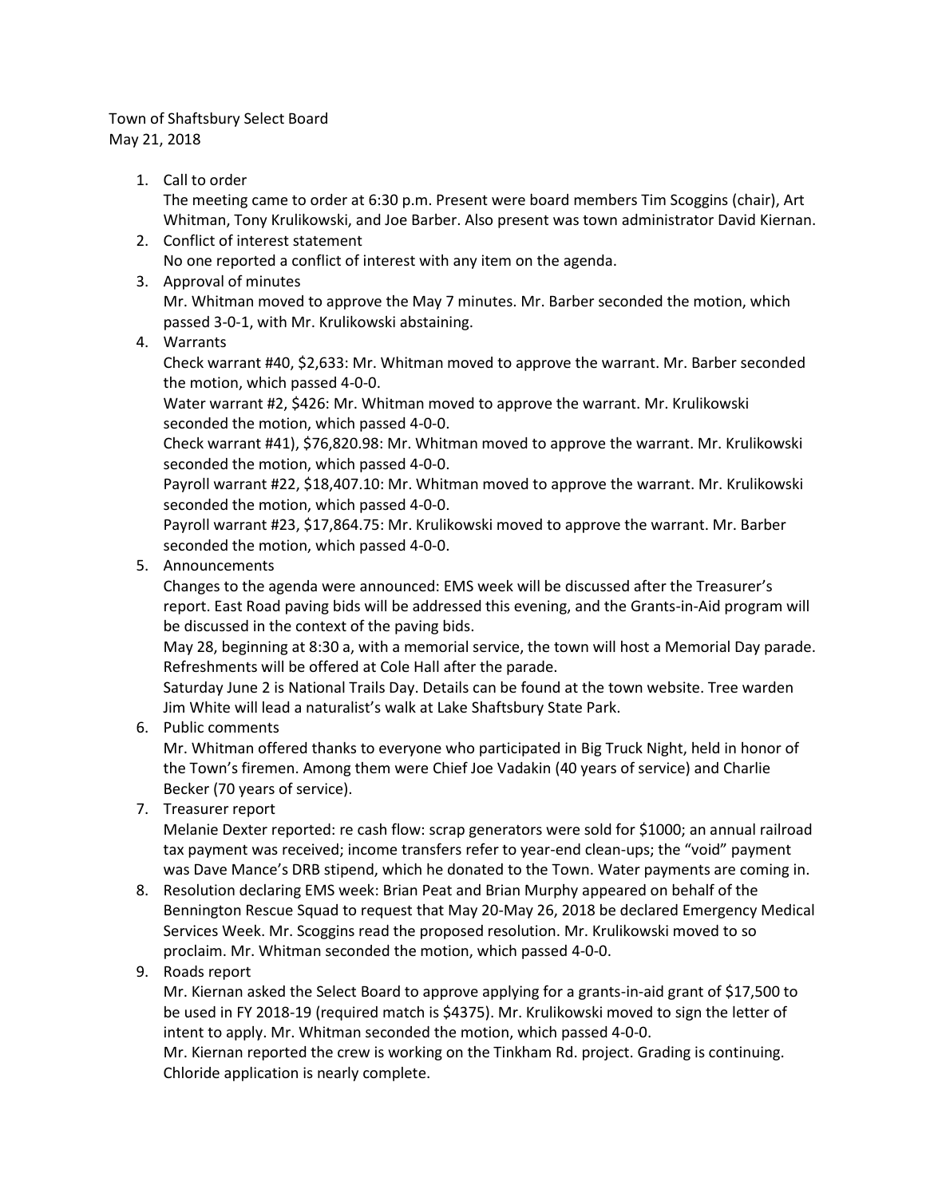Town of Shaftsbury Select Board
May 21, 2018

1. Call to order
   The meeting came to order at 6:30 p.m. Present were board members Tim Scoggins (chair), Art Whitman, Tony Krulikowski, and Joe Barber. Also present was town administrator David Kiernan.
2. Conflict of interest statement
   No one reported a conflict of interest with any item on the agenda.
3. Approval of minutes
   Mr. Whitman moved to approve the May 7 minutes. Mr. Barber seconded the motion, which passed 3-0-1, with Mr. Krulikowski abstaining.
4. Warrants
   Check warrant #40, $2,633: Mr. Whitman moved to approve the warrant. Mr. Barber seconded the motion, which passed 4-0-0.
   Water warrant #2, $426: Mr. Whitman moved to approve the warrant. Mr. Krulikowski seconded the motion, which passed 4-0-0.
   Check warrant #41), $76,820.98: Mr. Whitman moved to approve the warrant. Mr. Krulikowski seconded the motion, which passed 4-0-0.
   Payroll warrant #22, $18,407.10: Mr. Whitman moved to approve the warrant. Mr. Krulikowski seconded the motion, which passed 4-0-0.
   Payroll warrant #23, $17,864.75: Mr. Krulikowski moved to approve the warrant. Mr. Barber seconded the motion, which passed 4-0-0.
5. Announcements
   Changes to the agenda were announced: EMS week will be discussed after the Treasurer's report. East Road paving bids will be addressed this evening, and the Grants-in-Aid program will be discussed in the context of the paving bids.
   May 28, beginning at 8:30 a, with a memorial service, the town will host a Memorial Day parade. Refreshments will be offered at Cole Hall after the parade.
   Saturday June 2 is National Trails Day. Details can be found at the town website. Tree warden Jim White will lead a naturalist's walk at Lake Shaftsbury State Park.
6. Public comments
   Mr. Whitman offered thanks to everyone who participated in Big Truck Night, held in honor of the Town's firemen. Among them were Chief Joe Vadakin (40 years of service) and Charlie Becker (70 years of service).
7. Treasurer report
   Melanie Dexter reported: re cash flow: scrap generators were sold for $1000; an annual railroad tax payment was received; income transfers refer to year-end clean-ups; the "void" payment was Dave Mance's DRB stipend, which he donated to the Town. Water payments are coming in.
8. Resolution declaring EMS week: Brian Peat and Brian Murphy appeared on behalf of the Bennington Rescue Squad to request that May 20-May 26, 2018 be declared Emergency Medical Services Week. Mr. Scoggins read the proposed resolution. Mr. Krulikowski moved to so proclaim. Mr. Whitman seconded the motion, which passed 4-0-0.
9. Roads report
   Mr. Kiernan asked the Select Board to approve applying for a grants-in-aid grant of $17,500 to be used in FY 2018-19 (required match is $4375). Mr. Krulikowski moved to sign the letter of intent to apply. Mr. Whitman seconded the motion, which passed 4-0-0.
   Mr. Kiernan reported the crew is working on the Tinkham Rd. project. Grading is continuing. Chloride application is nearly complete.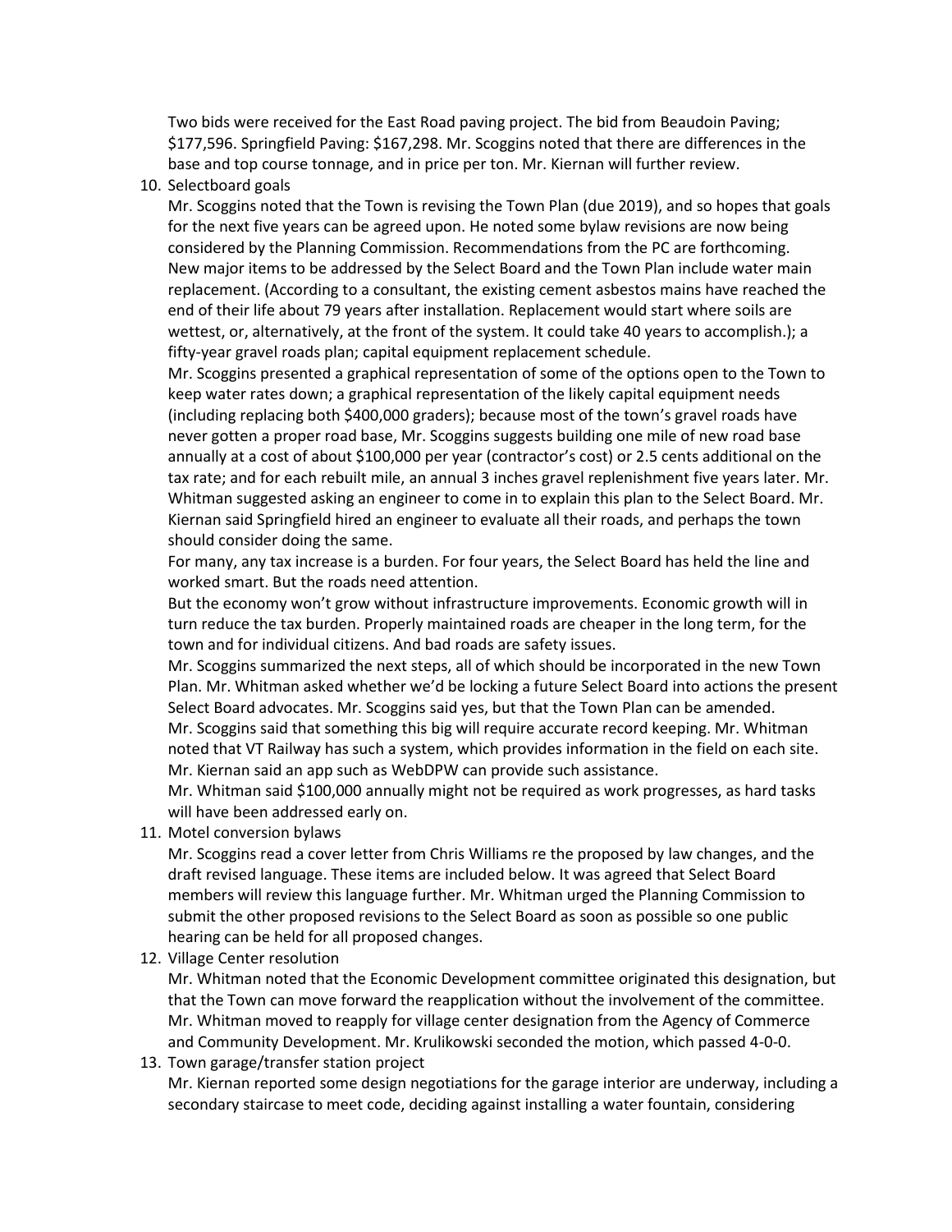Two bids were received for the East Road paving project. The bid from Beaudoin Paving; $177,596. Springfield Paving: $167,298. Mr. Scoggins noted that there are differences in the base and top course tonnage, and in price per ton. Mr. Kiernan will further review.

10. Selectboard goals

    Mr. Scoggins noted that the Town is revising the Town Plan (due 2019), and so hopes that goals for the next five years can be agreed upon. He noted some bylaw revisions are now being considered by the Planning Commission. Recommendations from the PC are forthcoming.

    New major items to be addressed by the Select Board and the Town Plan include water main replacement. (According to a consultant, the existing cement asbestos mains have reached the end of their life about 79 years after installation. Replacement would start where soils are wettest, or, alternatively, at the front of the system. It could take 40 years to accomplish.); a fifty-year gravel roads plan; capital equipment replacement schedule.

    Mr. Scoggins presented a graphical representation of some of the options open to the Town to keep water rates down; a graphical representation of the likely capital equipment needs (including replacing both $400,000 graders); because most of the town's gravel roads have never gotten a proper road base, Mr. Scoggins suggests building one mile of new road base annually at a cost of about $100,000 per year (contractor's cost) or 2.5 cents additional on the tax rate; and for each rebuilt mile, an annual 3 inches gravel replenishment five years later. Mr. Whitman suggested asking an engineer to come in to explain this plan to the Select Board. Mr. Kiernan said Springfield hired an engineer to evaluate all their roads, and perhaps the town should consider doing the same.

    For many, any tax increase is a burden. For four years, the Select Board has held the line and worked smart. But the roads need attention.

    But the economy won't grow without infrastructure improvements. Economic growth will in turn reduce the tax burden. Properly maintained roads are cheaper in the long term, for the town and for individual citizens. And bad roads are safety issues.

    Mr. Scoggins summarized the next steps, all of which should be incorporated in the new Town Plan. Mr. Whitman asked whether we'd be locking a future Select Board into actions the present Select Board advocates. Mr. Scoggins said yes, but that the Town Plan can be amended.

    Mr. Scoggins said that something this big will require accurate record keeping. Mr. Whitman noted that VT Railway has such a system, which provides information in the field on each site. Mr. Kiernan said an app such as WebDPW can provide such assistance.

    Mr. Whitman said $100,000 annually might not be required as work progresses, as hard tasks will have been addressed early on.

11. Motel conversion bylaws

    Mr. Scoggins read a cover letter from Chris Williams re the proposed by law changes, and the draft revised language. These items are included below. It was agreed that Select Board members will review this language further. Mr. Whitman urged the Planning Commission to submit the other proposed revisions to the Select Board as soon as possible so one public hearing can be held for all proposed changes.

12. Village Center resolution

    Mr. Whitman noted that the Economic Development committee originated this designation, but that the Town can move forward the reapplication without the involvement of the committee. Mr. Whitman moved to reapply for village center designation from the Agency of Commerce and Community Development. Mr. Krulikowski seconded the motion, which passed 4-0-0.

13. Town garage/transfer station project

    Mr. Kiernan reported some design negotiations for the garage interior are underway, including a secondary staircase to meet code, deciding against installing a water fountain, considering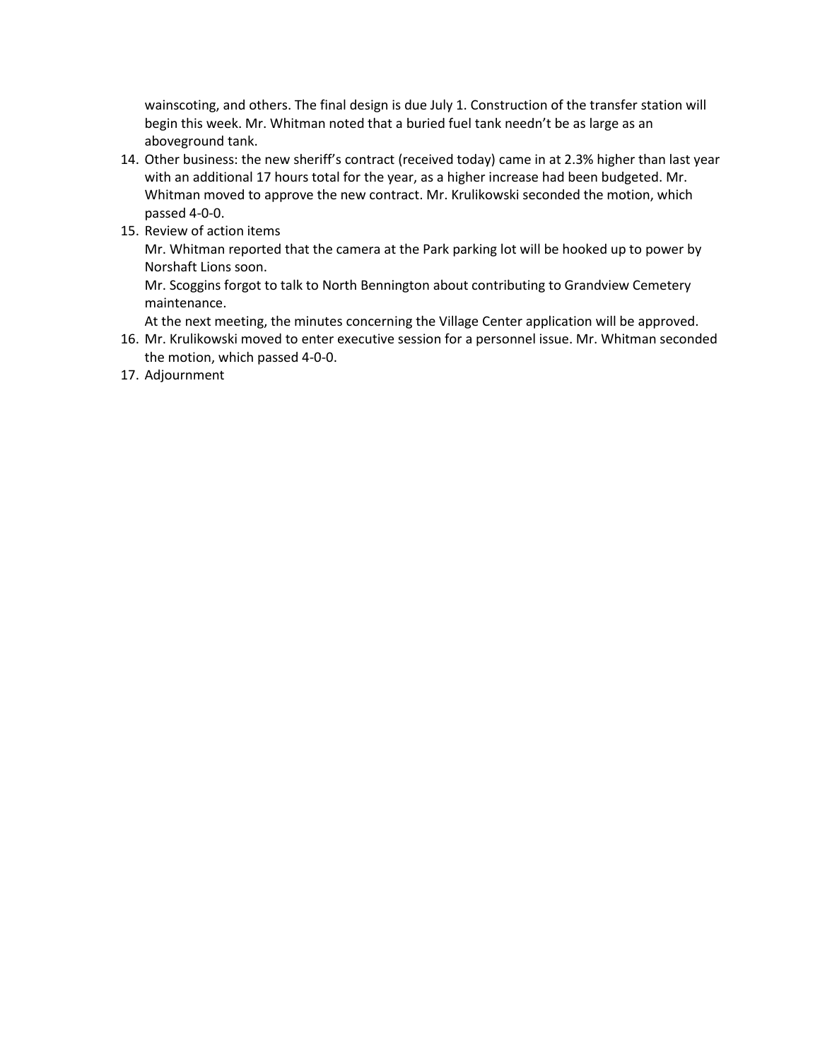wainscoting, and others. The final design is due July 1. Construction of the transfer station will begin this week. Mr. Whitman noted that a buried fuel tank needn't be as large as an aboveground tank.

14. Other business: the new sheriff's contract (received today) came in at 2.3% higher than last year with an additional 17 hours total for the year, as a higher increase had been budgeted. Mr. Whitman moved to approve the new contract. Mr. Krulikowski seconded the motion, which passed 4-0-0.
15. Review of action items
    Mr. Whitman reported that the camera at the Park parking lot will be hooked up to power by Norshaft Lions soon.
    Mr. Scoggins forgot to talk to North Bennington about contributing to Grandview Cemetery maintenance.
    At the next meeting, the minutes concerning the Village Center application will be approved.
16. Mr. Krulikowski moved to enter executive session for a personnel issue. Mr. Whitman seconded the motion, which passed 4-0-0.
17. Adjournment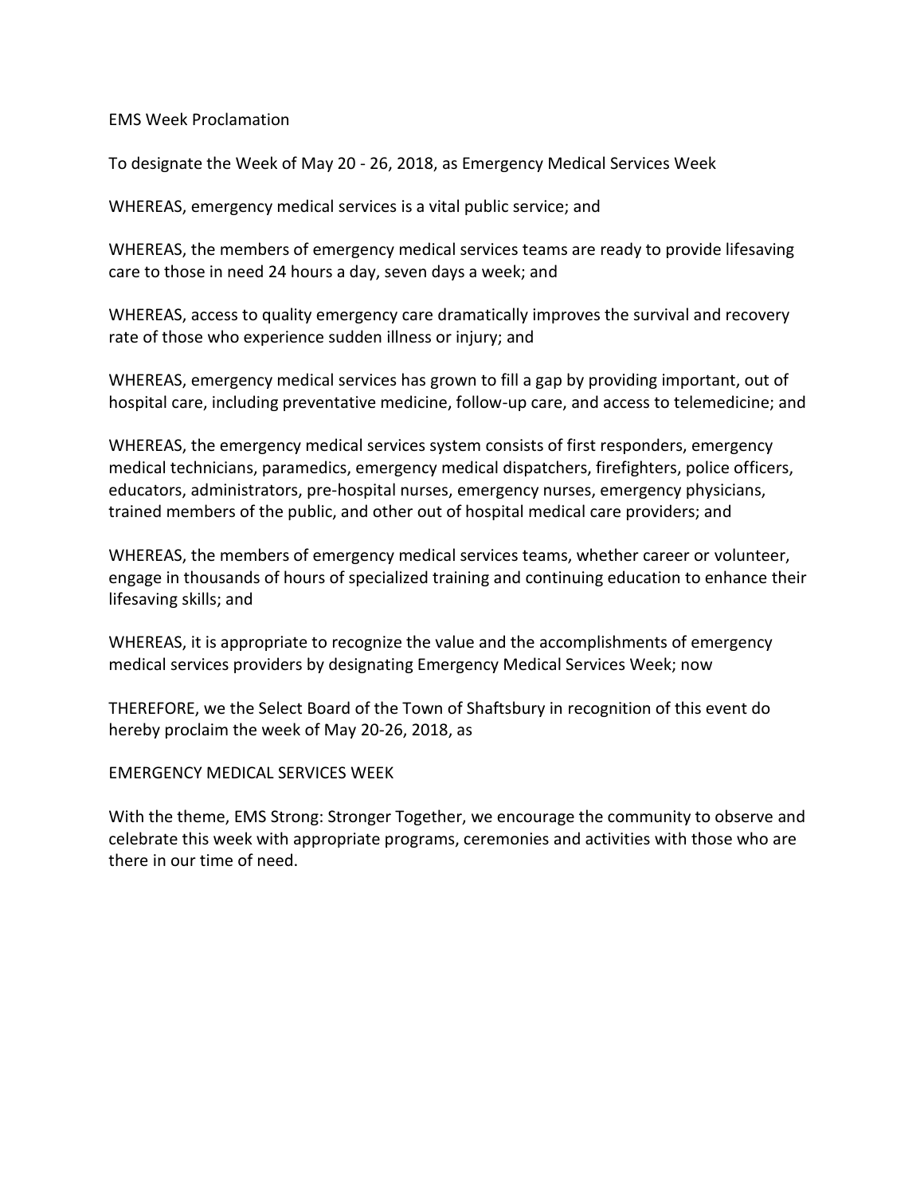# EMS Week Proclamation

To designate the Week of May 20 - 26, 2018, as Emergency Medical Services Week

WHEREAS, emergency medical services is a vital public service; and

WHEREAS, the members of emergency medical services teams are ready to provide lifesaving care to those in need 24 hours a day, seven days a week; and

WHEREAS, access to quality emergency care dramatically improves the survival and recovery rate of those who experience sudden illness or injury; and

WHEREAS, emergency medical services has grown to fill a gap by providing important, out of hospital care, including preventative medicine, follow-up care, and access to telemedicine; and

WHEREAS, the emergency medical services system consists of first responders, emergency medical technicians, paramedics, emergency medical dispatchers, firefighters, police officers, educators, administrators, pre-hospital nurses, emergency nurses, emergency physicians, trained members of the public, and other out of hospital medical care providers; and

WHEREAS, the members of emergency medical services teams, whether career or volunteer, engage in thousands of hours of specialized training and continuing education to enhance their lifesaving skills; and

WHEREAS, it is appropriate to recognize the value and the accomplishments of emergency medical services providers by designating Emergency Medical Services Week; now

THEREFORE, we the Select Board of the Town of Shaftsbury in recognition of this event do hereby proclaim the week of May 20-26, 2018, as

EMERGENCY MEDICAL SERVICES WEEK

With the theme, EMS Strong: Stronger Together, we encourage the community to observe and celebrate this week with appropriate programs, ceremonies and activities with those who are there in our time of need.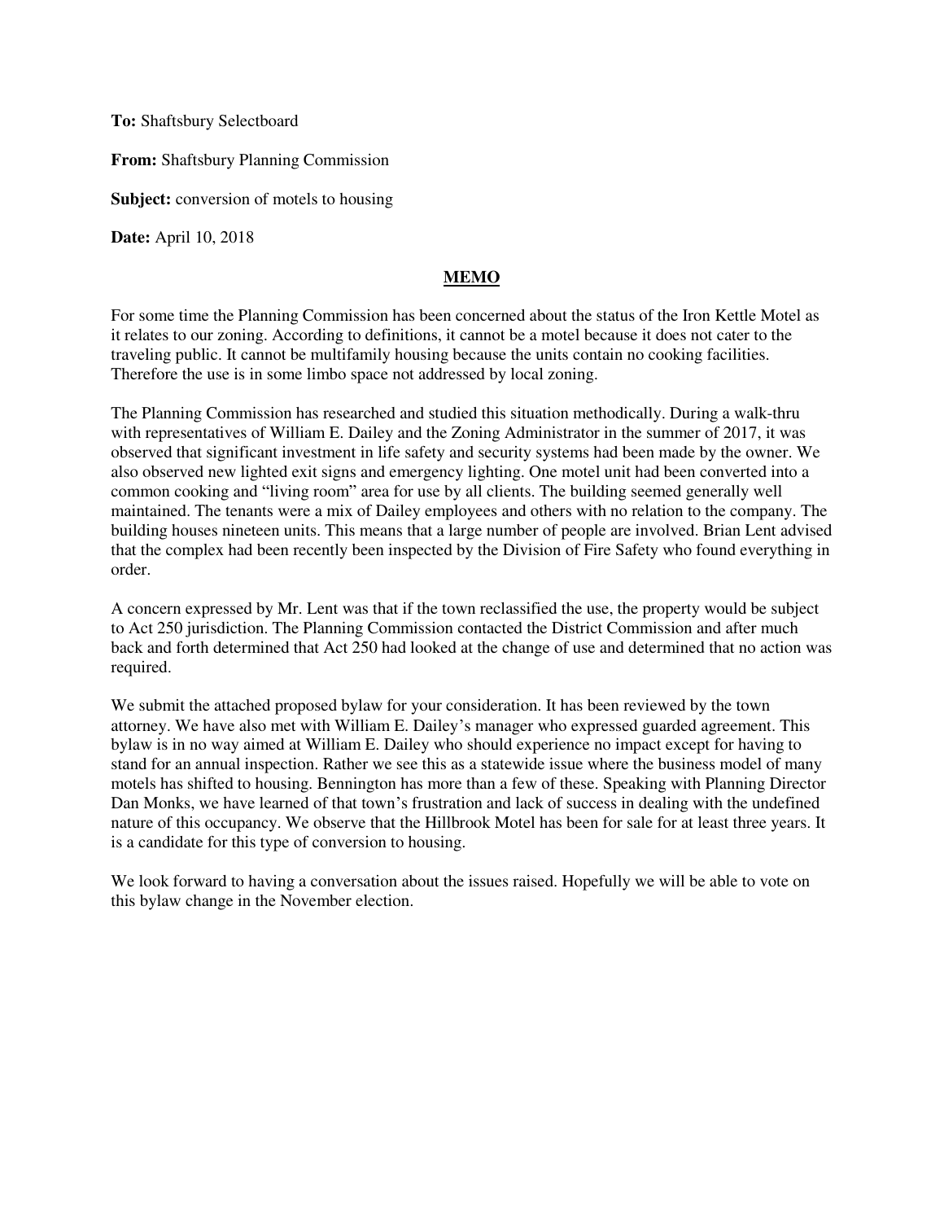**To:** Shaftsbury Selectboard

**From:** Shaftsbury Planning Commission

**Subject:** conversion of motels to housing

**Date:** April 10, 2018

**MEMO**

For some time the Planning Commission has been concerned about the status of the Iron Kettle Motel as it relates to our zoning. According to definitions, it cannot be a motel because it does not cater to the traveling public. It cannot be multifamily housing because the units contain no cooking facilities. Therefore the use is in some limbo space not addressed by local zoning.

The Planning Commission has researched and studied this situation methodically. During a walk-thru with representatives of William E. Dailey and the Zoning Administrator in the summer of 2017, it was observed that significant investment in life safety and security systems had been made by the owner. We also observed new lighted exit signs and emergency lighting. One motel unit had been converted into a common cooking and "living room" area for use by all clients. The building seemed generally well maintained. The tenants were a mix of Dailey employees and others with no relation to the company. The building houses nineteen units. This means that a large number of people are involved. Brian Lent advised that the complex had been recently been inspected by the Division of Fire Safety who found everything in order.

A concern expressed by Mr. Lent was that if the town reclassified the use, the property would be subject to Act 250 jurisdiction. The Planning Commission contacted the District Commission and after much back and forth determined that Act 250 had looked at the change of use and determined that no action was required.

We submit the attached proposed bylaw for your consideration. It has been reviewed by the town attorney. We have also met with William E. Dailey's manager who expressed guarded agreement. This bylaw is in no way aimed at William E. Dailey who should experience no impact except for having to stand for an annual inspection. Rather we see this as a statewide issue where the business model of many motels has shifted to housing. Bennington has more than a few of these. Speaking with Planning Director Dan Monks, we have learned of that town's frustration and lack of success in dealing with the undefined nature of this occupancy. We observe that the Hillbrook Motel has been for sale for at least three years. It is a candidate for this type of conversion to housing.

We look forward to having a conversation about the issues raised. Hopefully we will be able to vote on this bylaw change in the November election.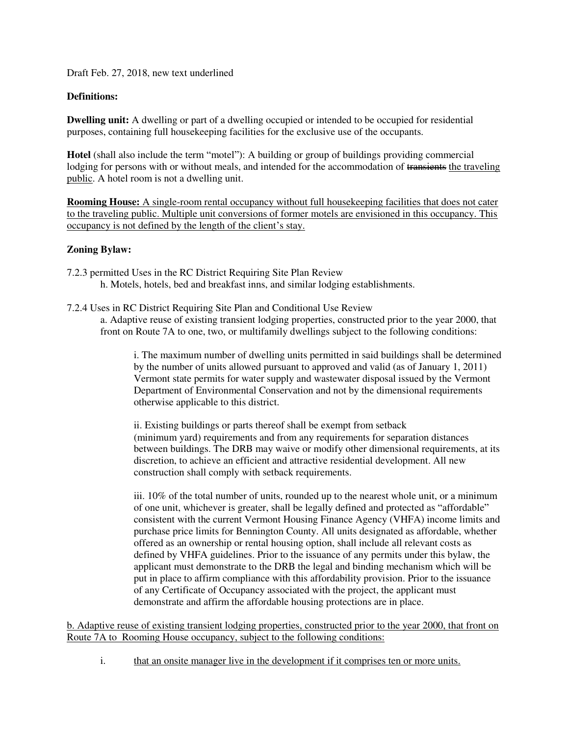Draft Feb. 27, 2018, new text underlined

**Definitions:**

**Dwelling unit:** A dwelling or part of a dwelling occupied or intended to be occupied for residential purposes, containing full housekeeping facilities for the exclusive use of the occupants.

**Hotel** (shall also include the term "motel"): A building or group of buildings providing commercial lodging for persons with or without meals, and intended for the accommodation of ~~transients~~ <u>the traveling public</u>. A hotel room is not a dwelling unit.

<u>**Rooming House:** A single-room rental occupancy without full housekeeping facilities that does not cater to the traveling public. Multiple unit conversions of former motels are envisioned in this occupancy. This occupancy is not defined by the length of the client's stay.</u>

**Zoning Bylaw:**

7.2.3 permitted Uses in the RC District Requiring Site Plan Review

h. Motels, hotels, bed and breakfast inns, and similar lodging establishments.

7.2.4 Uses in RC District Requiring Site Plan and Conditional Use Review

a. Adaptive reuse of existing transient lodging properties, constructed prior to the year 2000, that front on Route 7A to one, two, or multifamily dwellings subject to the following conditions:

i. The maximum number of dwelling units permitted in said buildings shall be determined by the number of units allowed pursuant to approved and valid (as of January 1, 2011) Vermont state permits for water supply and wastewater disposal issued by the Vermont Department of Environmental Conservation and not by the dimensional requirements otherwise applicable to this district.

ii. Existing buildings or parts thereof shall be exempt from setback (minimum yard) requirements and from any requirements for separation distances between buildings. The DRB may waive or modify other dimensional requirements, at its discretion, to achieve an efficient and attractive residential development. All new construction shall comply with setback requirements.

iii. 10% of the total number of units, rounded up to the nearest whole unit, or a minimum of one unit, whichever is greater, shall be legally defined and protected as "affordable" consistent with the current Vermont Housing Finance Agency (VHFA) income limits and purchase price limits for Bennington County. All units designated as affordable, whether offered as an ownership or rental housing option, shall include all relevant costs as defined by VHFA guidelines. Prior to the issuance of any permits under this bylaw, the applicant must demonstrate to the DRB the legal and binding mechanism which will be put in place to affirm compliance with this affordability provision. Prior to the issuance of any Certificate of Occupancy associated with the project, the applicant must demonstrate and affirm the affordable housing protections are in place.

<u>b. Adaptive reuse of existing transient lodging properties, constructed prior to the year 2000, that front on Route 7A to Rooming House occupancy, subject to the following conditions:</u>

i. <u>that an onsite manager live in the development if it comprises ten or more units.</u>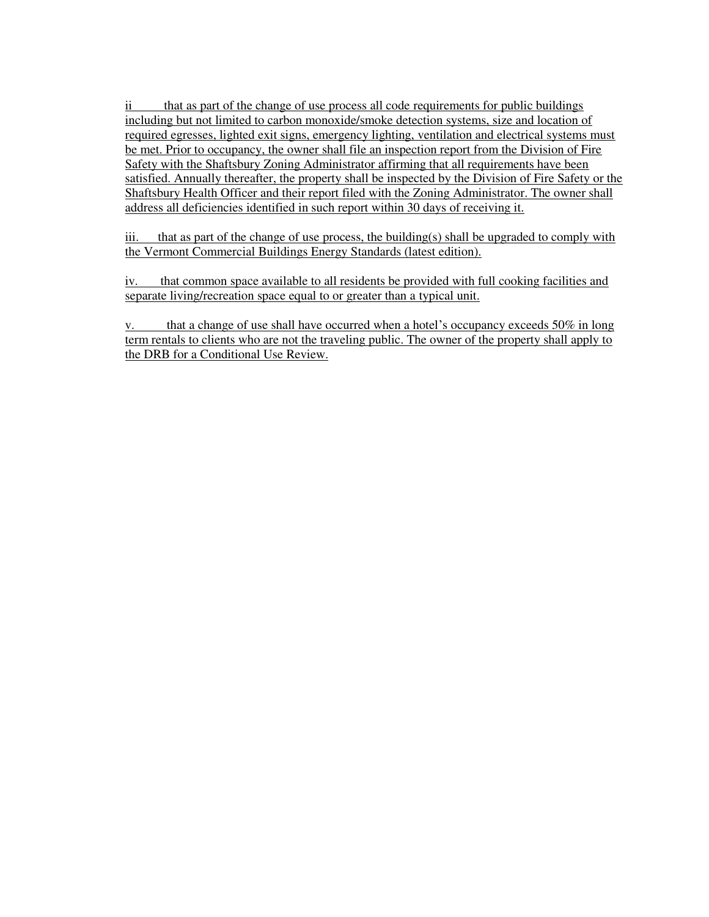ii that as part of the change of use process all code requirements for public buildings including but not limited to carbon monoxide/smoke detection systems, size and location of required egresses, lighted exit signs, emergency lighting, ventilation and electrical systems must be met. Prior to occupancy, the owner shall file an inspection report from the Division of Fire Safety with the Shaftsbury Zoning Administrator affirming that all requirements have been satisfied. Annually thereafter, the property shall be inspected by the Division of Fire Safety or the Shaftsbury Health Officer and their report filed with the Zoning Administrator. The owner shall address all deficiencies identified in such report within 30 days of receiving it.

iii. that as part of the change of use process, the building(s) shall be upgraded to comply with the Vermont Commercial Buildings Energy Standards (latest edition).

iv. that common space available to all residents be provided with full cooking facilities and separate living/recreation space equal to or greater than a typical unit.

v. that a change of use shall have occurred when a hotel's occupancy exceeds 50% in long term rentals to clients who are not the traveling public. The owner of the property shall apply to the DRB for a Conditional Use Review.